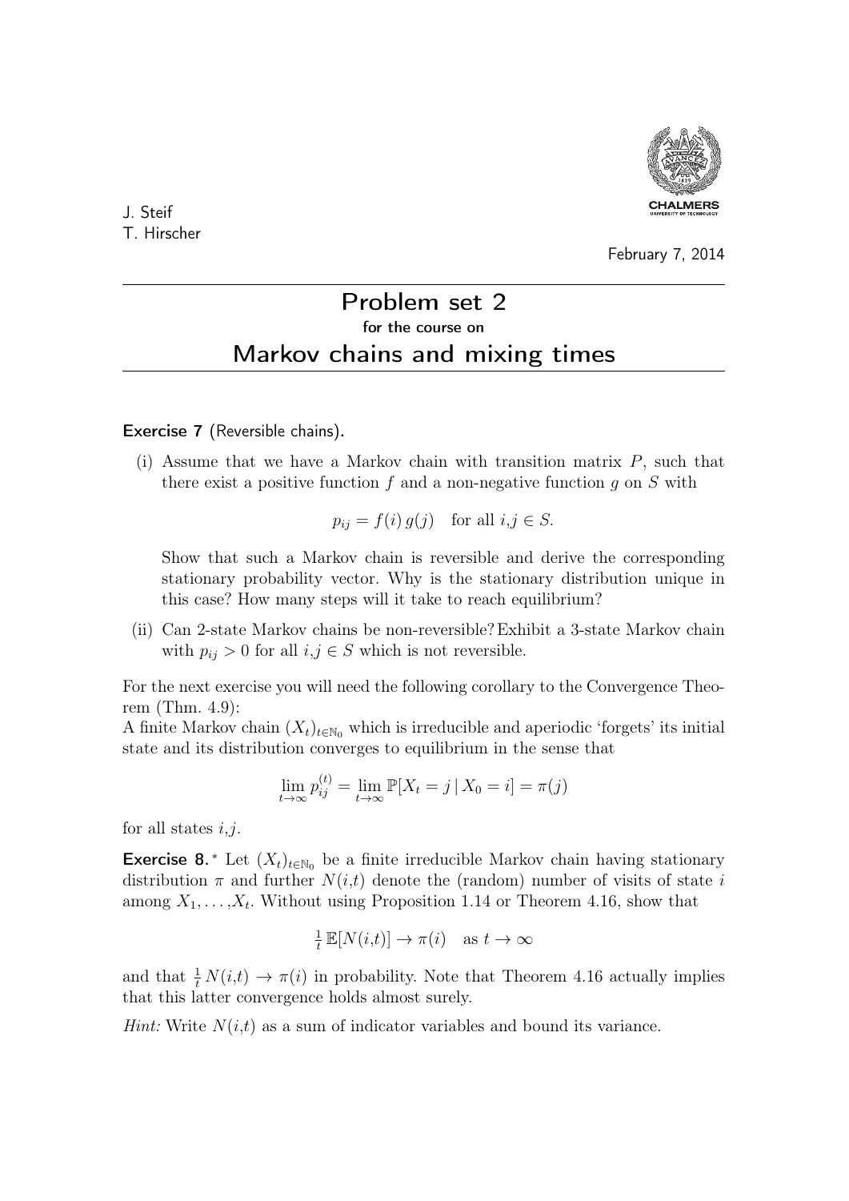J. Steif
T. Hirscher

February 7, 2014

# Problem set 2
### for the course on
## Markov chains and mixing times

**Exercise 7** (Reversible chains).

(i) Assume that we have a Markov chain with transition matrix $P$, such that there exist a positive function $f$ and a non-negative function $g$ on $S$ with

$$p_{ij} = f(i)\, g(j) \quad \text{for all } i,j \in S.$$

Show that such a Markov chain is reversible and derive the corresponding stationary probability vector. Why is the stationary distribution unique in this case? How many steps will it take to reach equilibrium?

(ii) Can 2-state Markov chains be non-reversible? Exhibit a 3-state Markov chain with $p_{ij} > 0$ for all $i,j \in S$ which is not reversible.

For the next exercise you will need the following corollary to the Convergence Theorem (Thm. 4.9):
A finite Markov chain $(X_t)_{t\in\mathbb{N}_0}$ which is irreducible and aperiodic 'forgets' its initial state and its distribution converges to equilibrium in the sense that

$$\lim_{t\to\infty} p_{ij}^{(t)} = \lim_{t\to\infty} \mathbb{P}[X_t = j \,|\, X_0 = i] = \pi(j)$$

for all states $i,j$.

**Exercise 8.**[*] Let $(X_t)_{t\in\mathbb{N}_0}$ be a finite irreducible Markov chain having stationary distribution $\pi$ and further $N(i,t)$ denote the (random) number of visits of state $i$ among $X_1, \ldots, X_t$. Without using Proposition 1.14 or Theorem 4.16, show that

$$\tfrac{1}{t}\, \mathbb{E}[N(i,t)] \to \pi(i) \quad \text{as } t \to \infty$$

and that $\frac{1}{t}\, N(i,t) \to \pi(i)$ in probability. Note that Theorem 4.16 actually implies that this latter convergence holds almost surely.

*Hint:* Write $N(i,t)$ as a sum of indicator variables and bound its variance.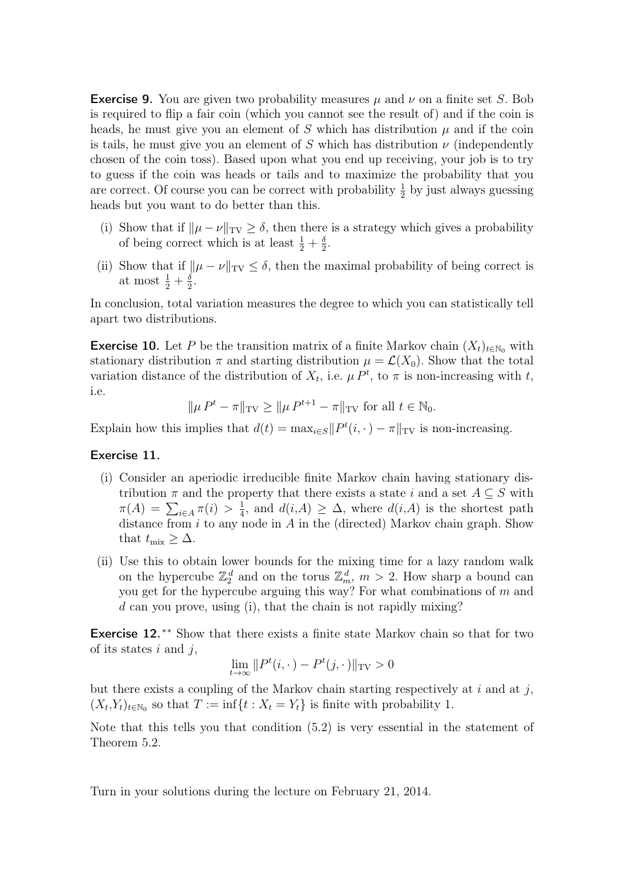**Exercise 9.** You are given two probability measures $\mu$ and $\nu$ on a finite set $S$. Bob is required to flip a fair coin (which you cannot see the result of) and if the coin is heads, he must give you an element of $S$ which has distribution $\mu$ and if the coin is tails, he must give you an element of $S$ which has distribution $\nu$ (independently chosen of the coin toss). Based upon what you end up receiving, your job is to try to guess if the coin was heads or tails and to maximize the probability that you are correct. Of course you can be correct with probability $\frac{1}{2}$ by just always guessing heads but you want to do better than this.

(i) Show that if $\|\mu - \nu\|_{\mathrm{TV}} \geq \delta$, then there is a strategy which gives a probability of being correct which is at least $\frac{1}{2} + \frac{\delta}{2}$.

(ii) Show that if $\|\mu - \nu\|_{\mathrm{TV}} \leq \delta$, then the maximal probability of being correct is at most $\frac{1}{2} + \frac{\delta}{2}$.

In conclusion, total variation measures the degree to which you can statistically tell apart two distributions.

**Exercise 10.** Let $P$ be the transition matrix of a finite Markov chain $(X_t)_{t \in \mathbb{N}_0}$ with stationary distribution $\pi$ and starting distribution $\mu = \mathcal{L}(X_0)$. Show that the total variation distance of the distribution of $X_t$, i.e. $\mu P^t$, to $\pi$ is non-increasing with $t$, i.e.

$$\|\mu P^t - \pi\|_{\mathrm{TV}} \geq \|\mu P^{t+1} - \pi\|_{\mathrm{TV}} \text{ for all } t \in \mathbb{N}_0.$$

Explain how this implies that $d(t) = \max_{i \in S} \|P^t(i, \cdot) - \pi\|_{\mathrm{TV}}$ is non-increasing.

**Exercise 11.**

(i) Consider an aperiodic irreducible finite Markov chain having stationary distribution $\pi$ and the property that there exists a state $i$ and a set $A \subseteq S$ with $\pi(A) = \sum_{i \in A} \pi(i) > \frac{1}{4}$, and $d(i, A) \geq \Delta$, where $d(i, A)$ is the shortest path distance from $i$ to any node in $A$ in the (directed) Markov chain graph. Show that $t_{\mathrm{mix}} \geq \Delta$.

(ii) Use this to obtain lower bounds for the mixing time for a lazy random walk on the hypercube $\mathbb{Z}_2^d$ and on the torus $\mathbb{Z}_m^d$, $m > 2$. How sharp a bound can you get for the hypercube arguing this way? For what combinations of $m$ and $d$ can you prove, using (i), that the chain is not rapidly mixing?

**Exercise 12.**[\*\*] Show that there exists a finite state Markov chain so that for two of its states $i$ and $j$,

$$\lim_{t \to \infty} \|P^t(i, \cdot) - P^t(j, \cdot)\|_{\mathrm{TV}} > 0$$

but there exists a coupling of the Markov chain starting respectively at $i$ and at $j$, $(X_t, Y_t)_{t \in \mathbb{N}_0}$ so that $T := \inf\{t : X_t = Y_t\}$ is finite with probability 1.

Note that this tells you that condition (5.2) is very essential in the statement of Theorem 5.2.

Turn in your solutions during the lecture on February 21, 2014.